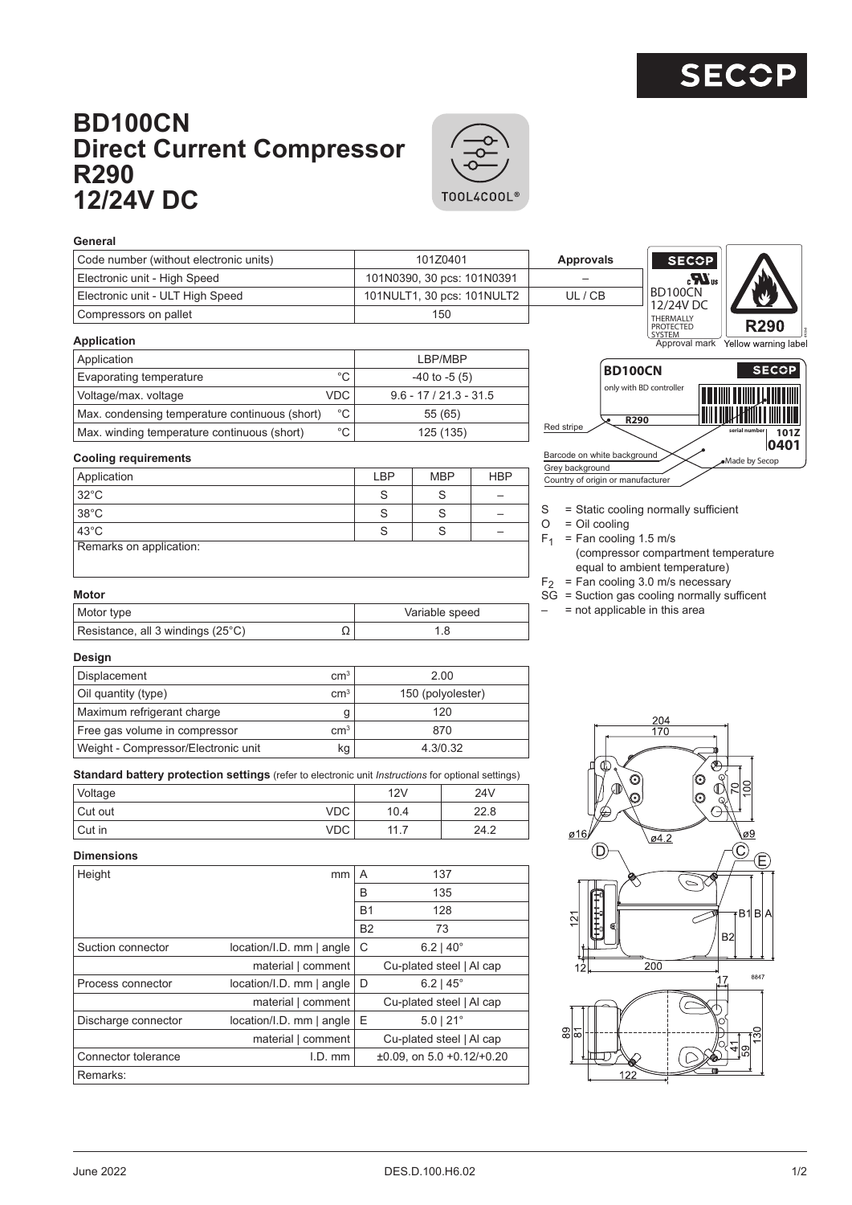# BD100CN Direct Current Compressor R290 12/24V DC

TOOL4COOL®

### General

| Code number (without electronic units) | 101Z0401 | Approvals |
|---|---|---|
| Electronic unit - High Speed | 101N0390, 30 pcs: 101N0391 | – |
| Electronic unit - ULT High Speed | 101NULT1, 30 pcs: 101NULT2 | UL / CB |
| Compressors on pallet | 150 | |

Approval mark: SECOP, c UL us, BD100CN 12/24V DC, THERMALLY PROTECTED SYSTEM

Yellow warning label: R290

### Application

| Application | | LBP/MBP |
|---|---|---|
| Evaporating temperature | °C | -40 to -5 (5) |
| Voltage/max. voltage | VDC | 9.6 - 17 / 21.3 - 31.5 |
| Max. condensing temperature continuous (short) | °C | 55 (65) |
| Max. winding temperature continuous (short) | °C | 125 (135) |

Label: BD100CN, only with BD controller, R290, serial number, 101Z 0401
- Red stripe
- Barcode on white background
- Grey background
- Country of origin or manufacturer
- Made by Secop

### Cooling requirements

| Application | LBP | MBP | HBP |
|---|---|---|---|
| 32°C | S | S | – |
| 38°C | S | S | – |
| 43°C | S | S | – |
| Remarks on application: | | | |

S = Static cooling normally sufficient
O = Oil cooling
$F_1$ = Fan cooling 1.5 m/s (compressor compartment temperature equal to ambient temperature)
$F_2$ = Fan cooling 3.0 m/s necessary
SG = Suction gas cooling normally sufficent
– = not applicable in this area

### Motor

| Motor type | | Variable speed |
|---|---|---|
| Resistance, all 3 windings (25°C) | Ω | 1.8 |

### Design

| Displacement | $cm^3$ | 2.00 |
|---|---|---|
| Oil quantity (type) | $cm^3$ | 150 (polyolester) |
| Maximum refrigerant charge | g | 120 |
| Free gas volume in compressor | $cm^3$ | 870 |
| Weight - Compressor/Electronic unit | kg | 4.3/0.32 |

### Standard battery protection settings (refer to electronic unit *Instructions* for optional settings)

| Voltage | | 12V | 24V |
|---|---|---|---|
| Cut out | VDC | 10.4 | 22.8 |
| Cut in | VDC | 11.7 | 24.2 |

### Dimensions

| Height | mm | A | 137 |
|---|---|---|---|
| | | B | 135 |
| | | B1 | 128 |
| | | B2 | 73 |
| Suction connector | location/I.D. mm \| angle | C | 6.2 \| 40° |
| | material \| comment | | Cu-plated steel \| Al cap |
| Process connector | location/I.D. mm \| angle | D | 6.2 \| 45° |
| | material \| comment | | Cu-plated steel \| Al cap |
| Discharge connector | location/I.D. mm \| angle | E | 5.0 \| 21° |
| | material \| comment | | Cu-plated steel \| Al cap |
| Connector tolerance | I.D. mm | | ±0.09, on 5.0 +0.12/+0.20 |
| Remarks: | | | |

Drawing dimensions: 204, 170, 70, 100, ø16, ø4.2, ø9, D, C, E, 121, B1, B, A, B2, 12, 200, 17, 8847, 89, 81, 41, 59, 130, 122

June 2022 DES.D.100.H6.02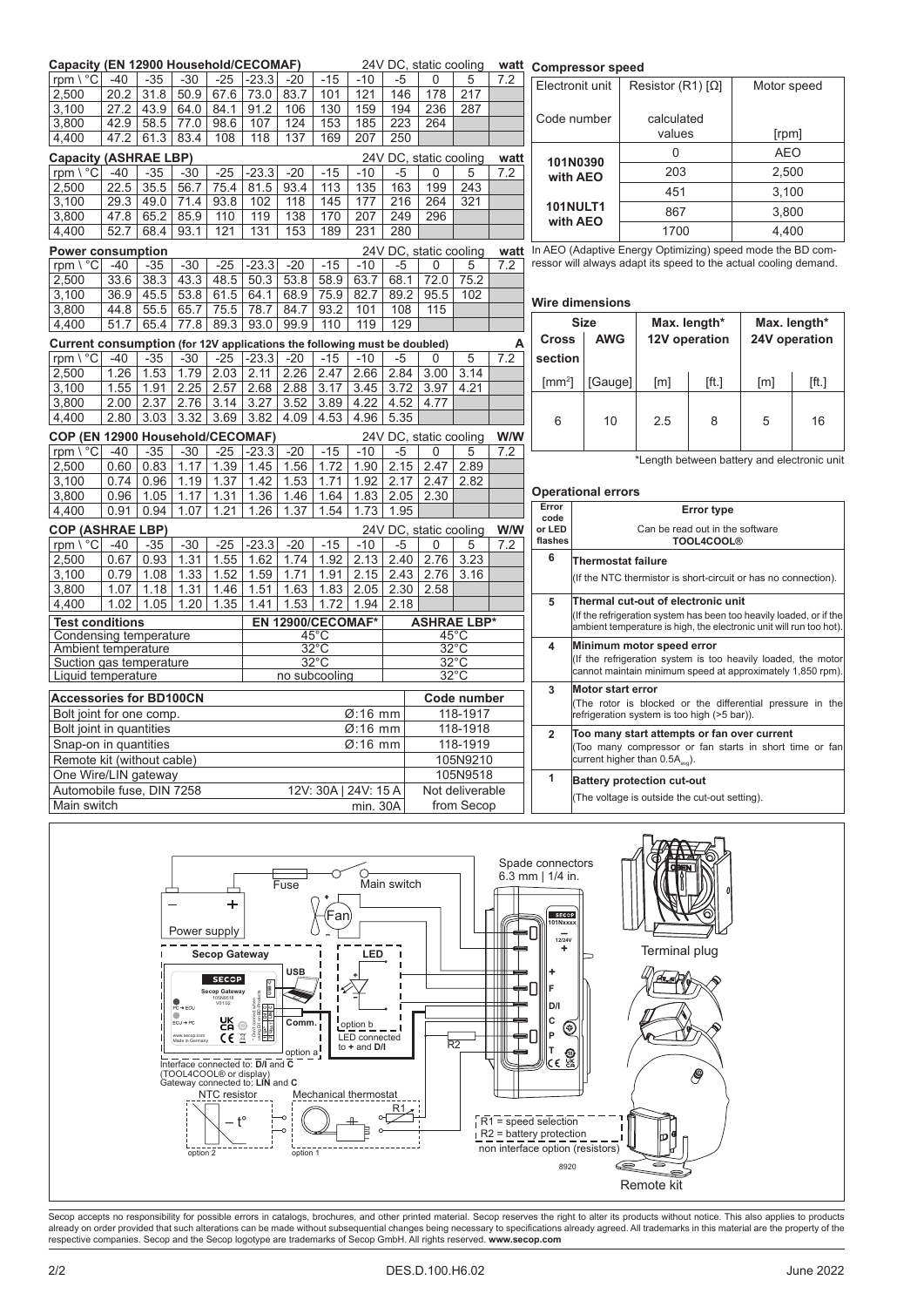**Capacity (EN 12900 Household/CECOMAF)** — 24V DC, static cooling — watt

| rpm \ °C | -40 | -35 | -30 | -25 | -23.3 | -20 | -15 | -10 | -5 | 0 | 5 | 7.2 |
|---|---|---|---|---|---|---|---|---|---|---|---|---|
| 2,500 | 20.2 | 31.8 | 50.9 | 67.6 | 73.0 | 83.7 | 101 | 121 | 146 | 178 | 217 | |
| 3,100 | 27.2 | 43.9 | 64.0 | 84.1 | 91.2 | 106 | 130 | 159 | 194 | 236 | 287 | |
| 3,800 | 42.9 | 58.5 | 77.0 | 98.6 | 107 | 124 | 153 | 185 | 223 | 264 | | |
| 4,400 | 47.2 | 61.3 | 83.4 | 108 | 118 | 137 | 169 | 207 | 250 | | | |

**Capacity (ASHRAE LBP)** — 24V DC, static cooling — watt

| rpm \ °C | -40 | -35 | -30 | -25 | -23.3 | -20 | -15 | -10 | -5 | 0 | 5 | 7.2 |
|---|---|---|---|---|---|---|---|---|---|---|---|---|
| 2,500 | 22.5 | 35.5 | 56.7 | 75.4 | 81.5 | 93.4 | 113 | 135 | 163 | 199 | 243 | |
| 3,100 | 29.3 | 49.0 | 71.4 | 93.8 | 102 | 118 | 145 | 177 | 216 | 264 | 321 | |
| 3,800 | 47.8 | 65.2 | 85.9 | 110 | 119 | 138 | 170 | 207 | 249 | 296 | | |
| 4,400 | 52.7 | 68.4 | 93.1 | 121 | 131 | 153 | 189 | 231 | 280 | | | |

**Power consumption** — 24V DC, static cooling — watt

| rpm \ °C | -40 | -35 | -30 | -25 | -23.3 | -20 | -15 | -10 | -5 | 0 | 5 | 7.2 |
|---|---|---|---|---|---|---|---|---|---|---|---|---|
| 2,500 | 33.6 | 38.3 | 43.3 | 48.5 | 50.3 | 53.8 | 58.9 | 63.7 | 68.1 | 72.0 | 75.2 | |
| 3,100 | 36.9 | 45.5 | 53.8 | 61.5 | 64.1 | 68.9 | 75.9 | 82.7 | 89.2 | 95.5 | 102 | |
| 3,800 | 44.8 | 55.5 | 65.7 | 75.5 | 78.7 | 84.7 | 93.2 | 101 | 108 | 115 | | |
| 4,400 | 51.7 | 65.4 | 77.8 | 89.3 | 93.0 | 99.9 | 110 | 119 | 129 | | | |

**Current consumption (for 12V applications the following must be doubled)** — A

| rpm \ °C | -40 | -35 | -30 | -25 | -23.3 | -20 | -15 | -10 | -5 | 0 | 5 | 7.2 |
|---|---|---|---|---|---|---|---|---|---|---|---|---|
| 2,500 | 1.26 | 1.53 | 1.79 | 2.03 | 2.11 | 2.26 | 2.47 | 2.66 | 2.84 | 3.00 | 3.14 | |
| 3,100 | 1.55 | 1.91 | 2.25 | 2.57 | 2.68 | 2.88 | 3.17 | 3.45 | 3.72 | 3.97 | 4.21 | |
| 3,800 | 2.00 | 2.37 | 2.76 | 3.14 | 3.27 | 3.52 | 3.89 | 4.22 | 4.52 | 4.77 | | |
| 4,400 | 2.80 | 3.03 | 3.32 | 3.69 | 3.82 | 4.09 | 4.53 | 4.96 | 5.35 | | | |

**COP (EN 12900 Household/CECOMAF)** — 24V DC, static cooling — W/W

| rpm \ °C | -40 | -35 | -30 | -25 | -23.3 | -20 | -15 | -10 | -5 | 0 | 5 | 7.2 |
|---|---|---|---|---|---|---|---|---|---|---|---|---|
| 2,500 | 0.60 | 0.83 | 1.17 | 1.39 | 1.45 | 1.56 | 1.72 | 1.90 | 2.15 | 2.47 | 2.89 | |
| 3,100 | 0.74 | 0.96 | 1.19 | 1.37 | 1.42 | 1.53 | 1.71 | 1.92 | 2.17 | 2.47 | 2.82 | |
| 3,800 | 0.96 | 1.05 | 1.17 | 1.31 | 1.36 | 1.46 | 1.64 | 1.83 | 2.05 | 2.30 | | |
| 4,400 | 0.91 | 0.94 | 1.07 | 1.21 | 1.26 | 1.37 | 1.54 | 1.73 | 1.95 | | | |

**COP (ASHRAE LBP)** — 24V DC, static cooling — W/W

| rpm \ °C | -40 | -35 | -30 | -25 | -23.3 | -20 | -15 | -10 | -5 | 0 | 5 | 7.2 |
|---|---|---|---|---|---|---|---|---|---|---|---|---|
| 2,500 | 0.67 | 0.93 | 1.31 | 1.55 | 1.62 | 1.74 | 1.92 | 2.13 | 2.40 | 2.76 | 3.23 | |
| 3,100 | 0.79 | 1.08 | 1.33 | 1.52 | 1.59 | 1.71 | 1.91 | 2.15 | 2.43 | 2.76 | 3.16 | |
| 3,800 | 1.07 | 1.18 | 1.31 | 1.46 | 1.51 | 1.63 | 1.83 | 2.05 | 2.30 | 2.58 | | |
| 4,400 | 1.02 | 1.05 | 1.20 | 1.35 | 1.41 | 1.53 | 1.72 | 1.94 | 2.18 | | | |

| Test conditions | EN 12900/CECOMAF* | ASHRAE LBP* |
|---|---|---|
| Condensing temperature | 45°C | 45°C |
| Ambient temperature | 32°C | 32°C |
| Suction gas temperature | 32°C | 32°C |
| Liquid temperature | no subcooling | 32°C |

| Accessories for BD100CN | | Code number |
|---|---|---|
| Bolt joint for one comp. | Ø:16 mm | 118-1917 |
| Bolt joint in quantities | Ø:16 mm | 118-1918 |
| Snap-on in quantities | Ø:16 mm | 118-1919 |
| Remote kit (without cable) | | 105N9210 |
| One Wire/LIN gateway | | 105N9518 |
| Automobile fuse, DIN 7258 | 12V: 30A \| 24V: 15 A | Not deliverable |
| Main switch | min. 30A | from Secop |

## Compressor speed

| Electronit unit Code number | Resistor (R1) [Ω] calculated values | Motor speed [rpm] |
|---|---|---|
| 101N0390 with AEO | 0 | AEO |
| | 203 | 2,500 |
| | 451 | 3,100 |
| 101NULT1 with AEO | 867 | 3,800 |
| | 1700 | 4,400 |

In AEO (Adaptive Energy Optimizing) speed mode the BD compressor will always adapt its speed to the actual cooling demand.

## Wire dimensions

| Size | | Max. length* 12V operation | | Max. length* 24V operation | |
|---|---|---|---|---|---|
| Cross section [mm²] | AWG [Gauge] | [m] | [ft.] | [m] | [ft.] |
| 6 | 10 | 2.5 | 8 | 5 | 16 |

*Length between battery and electronic unit

## Operational errors

| Error code or LED flashes | Error type — Can be read out in the software TOOL4COOL® |
|---|---|
| 6 | **Thermostat failure** (If the NTC thermistor is short-circuit or has no connection). |
| 5 | **Thermal cut-out of electronic unit** (If the refrigeration system has been too heavily loaded, or if the ambient temperature is high, the electronic unit will run too hot). |
| 4 | **Minimum motor speed error** (If the refrigeration system is too heavily loaded, the motor cannot maintain minimum speed at approximately 1,850 rpm). |
| 3 | **Motor start error** (The rotor is blocked or the differential pressure in the refrigeration system is too high (>5 bar)). |
| 2 | **Too many start attempts or fan over current** (Too many compressor or fan starts in short time or fan current higher than $0.5A_{avg}$). |
| 1 | **Battery protection cut-out** (The voltage is outside the cut-out setting). |

Fuse
Main switch
Fan
Power supply
Secop Gateway
USB
LED
Comm.
option a
option b
LED connected to + and D/I
R2
Interface connected to: D/I and C (TOOL4COOL® or display)
Gateway connected to: LIN and C
NTC resistor
option 2
Mechanical thermostat
option 1
R1
Spade connectors 6.3 mm | 1/4 in.
Terminal plug
R1 = speed selection
R2 = battery protection
non interface option (resistors)
8920
Remote kit

Secop accepts no responsibility for possible errors in catalogs, brochures, and other printed material. Secop reserves the right to alter its products without notice. This also applies to products already on order provided that such alterations can be made without subsequential changes being necessary to specifications already agreed. All trademarks in this material are the property of the respective companies. Secop and the Secop logotype are trademarks of Secop GmbH. All rights reserved. **www.secop.com**

DES.D.100.H6.02 — June 2022